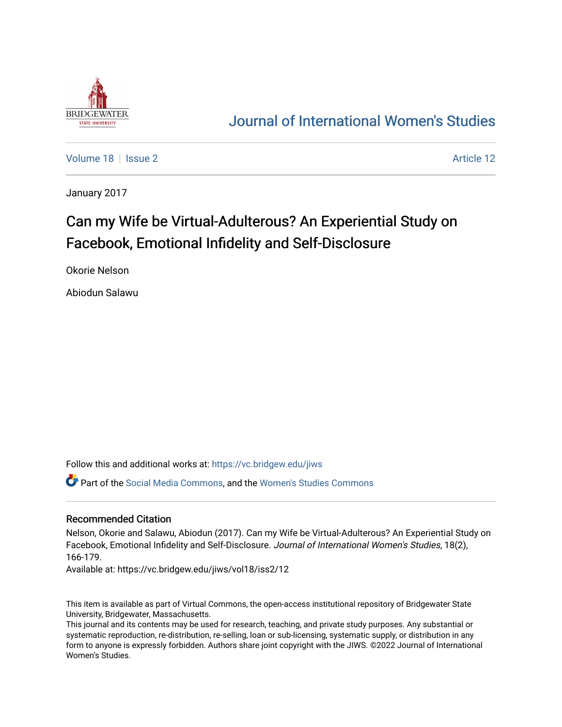# Journal of International Women's Studies

Volume 18 | Issue 2 | Article 12

January 2017

## Can my Wife be Virtual-Adulterous? An Experiential Study on Facebook, Emotional Infidelity and Self-Disclosure

Okorie Nelson

Abiodun Salawu

Follow this and additional works at: https://vc.bridgew.edu/jiws

Part of the Social Media Commons, and the Women's Studies Commons

### Recommended Citation

Nelson, Okorie and Salawu, Abiodun (2017). Can my Wife be Virtual-Adulterous? An Experiential Study on Facebook, Emotional Infidelity and Self-Disclosure. *Journal of International Women's Studies*, 18(2), 166-179.

Available at: https://vc.bridgew.edu/jiws/vol18/iss2/12

This item is available as part of Virtual Commons, the open-access institutional repository of Bridgewater State University, Bridgewater, Massachusetts.

This journal and its contents may be used for research, teaching, and private study purposes. Any substantial or systematic reproduction, re-distribution, re-selling, loan or sub-licensing, systematic supply, or distribution in any form to anyone is expressly forbidden. Authors share joint copyright with the JIWS. ©2022 Journal of International Women's Studies.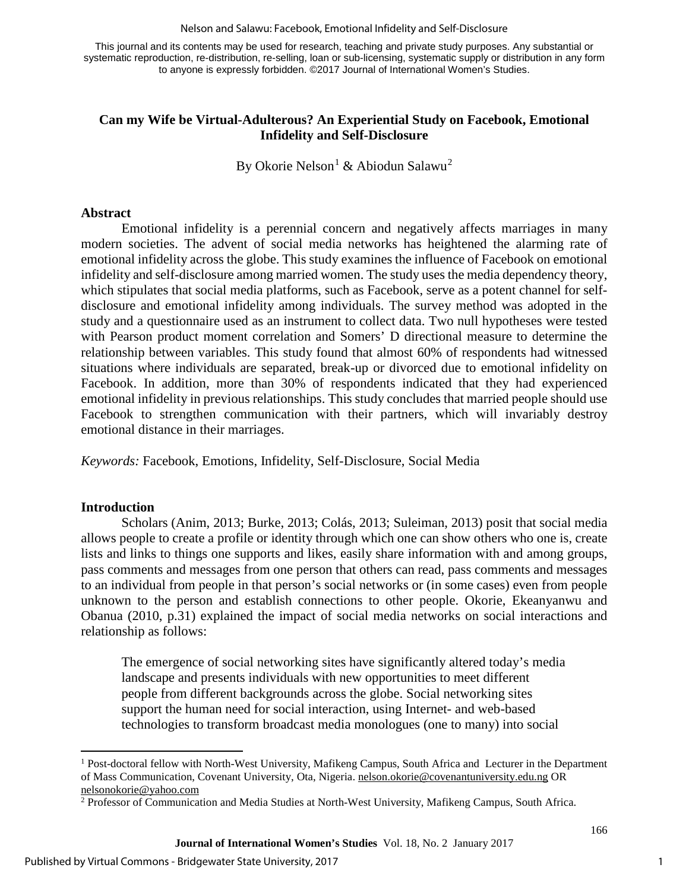This journal and its contents may be used for research, teaching and private study purposes. Any substantial or systematic reproduction, re-distribution, re-selling, loan or sub-licensing, systematic supply or distribution in any form to anyone is expressly forbidden. ©2017 Journal of International Women's Studies.

# Can my Wife be Virtual-Adulterous? An Experiential Study on Facebook, Emotional Infidelity and Self-Disclosure

By Okorie Nelson[1] & Abiodun Salawu[2]

## Abstract

Emotional infidelity is a perennial concern and negatively affects marriages in many modern societies. The advent of social media networks has heightened the alarming rate of emotional infidelity across the globe. This study examines the influence of Facebook on emotional infidelity and self-disclosure among married women. The study uses the media dependency theory, which stipulates that social media platforms, such as Facebook, serve as a potent channel for self-disclosure and emotional infidelity among individuals. The survey method was adopted in the study and a questionnaire used as an instrument to collect data. Two null hypotheses were tested with Pearson product moment correlation and Somers' D directional measure to determine the relationship between variables. This study found that almost 60% of respondents had witnessed situations where individuals are separated, break-up or divorced due to emotional infidelity on Facebook. In addition, more than 30% of respondents indicated that they had experienced emotional infidelity in previous relationships. This study concludes that married people should use Facebook to strengthen communication with their partners, which will invariably destroy emotional distance in their marriages.

*Keywords:* Facebook, Emotions, Infidelity, Self-Disclosure, Social Media

## Introduction

Scholars (Anim, 2013; Burke, 2013; Colás, 2013; Suleiman, 2013) posit that social media allows people to create a profile or identity through which one can show others who one is, create lists and links to things one supports and likes, easily share information with and among groups, pass comments and messages from one person that others can read, pass comments and messages to an individual from people in that person's social networks or (in some cases) even from people unknown to the person and establish connections to other people. Okorie, Ekeanyanwu and Obanua (2010, p.31) explained the impact of social media networks on social interactions and relationship as follows:

> The emergence of social networking sites have significantly altered today's media landscape and presents individuals with new opportunities to meet different people from different backgrounds across the globe. Social networking sites support the human need for social interaction, using Internet- and web-based technologies to transform broadcast media monologues (one to many) into social

---

[1] Post-doctoral fellow with North-West University, Mafikeng Campus, South Africa and Lecturer in the Department of Mass Communication, Covenant University, Ota, Nigeria. nelson.okorie@covenantuniversity.edu.ng OR nelsonokorie@yahoo.com

[2] Professor of Communication and Media Studies at North-West University, Mafikeng Campus, South Africa.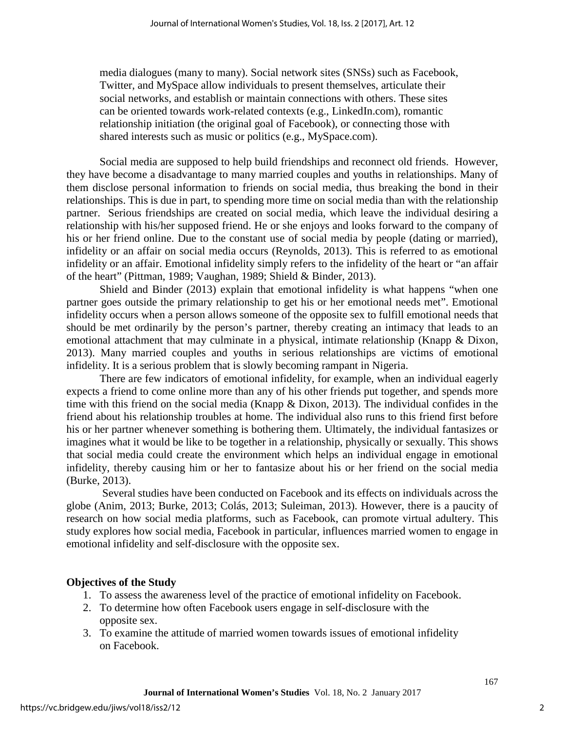media dialogues (many to many). Social network sites (SNSs) such as Facebook, Twitter, and MySpace allow individuals to present themselves, articulate their social networks, and establish or maintain connections with others. These sites can be oriented towards work-related contexts (e.g., LinkedIn.com), romantic relationship initiation (the original goal of Facebook), or connecting those with shared interests such as music or politics (e.g., MySpace.com).

Social media are supposed to help build friendships and reconnect old friends. However, they have become a disadvantage to many married couples and youths in relationships. Many of them disclose personal information to friends on social media, thus breaking the bond in their relationships. This is due in part, to spending more time on social media than with the relationship partner. Serious friendships are created on social media, which leave the individual desiring a relationship with his/her supposed friend. He or she enjoys and looks forward to the company of his or her friend online. Due to the constant use of social media by people (dating or married), infidelity or an affair on social media occurs (Reynolds, 2013). This is referred to as emotional infidelity or an affair. Emotional infidelity simply refers to the infidelity of the heart or "an affair of the heart" (Pittman, 1989; Vaughan, 1989; Shield & Binder, 2013).

Shield and Binder (2013) explain that emotional infidelity is what happens "when one partner goes outside the primary relationship to get his or her emotional needs met". Emotional infidelity occurs when a person allows someone of the opposite sex to fulfill emotional needs that should be met ordinarily by the person's partner, thereby creating an intimacy that leads to an emotional attachment that may culminate in a physical, intimate relationship (Knapp & Dixon, 2013). Many married couples and youths in serious relationships are victims of emotional infidelity. It is a serious problem that is slowly becoming rampant in Nigeria.

There are few indicators of emotional infidelity, for example, when an individual eagerly expects a friend to come online more than any of his other friends put together, and spends more time with this friend on the social media (Knapp & Dixon, 2013). The individual confides in the friend about his relationship troubles at home. The individual also runs to this friend first before his or her partner whenever something is bothering them. Ultimately, the individual fantasizes or imagines what it would be like to be together in a relationship, physically or sexually. This shows that social media could create the environment which helps an individual engage in emotional infidelity, thereby causing him or her to fantasize about his or her friend on the social media (Burke, 2013).

Several studies have been conducted on Facebook and its effects on individuals across the globe (Anim, 2013; Burke, 2013; Colás, 2013; Suleiman, 2013). However, there is a paucity of research on how social media platforms, such as Facebook, can promote virtual adultery. This study explores how social media, Facebook in particular, influences married women to engage in emotional infidelity and self-disclosure with the opposite sex.

## Objectives of the Study

1. To assess the awareness level of the practice of emotional infidelity on Facebook.
2. To determine how often Facebook users engage in self-disclosure with the opposite sex.
3. To examine the attitude of married women towards issues of emotional infidelity on Facebook.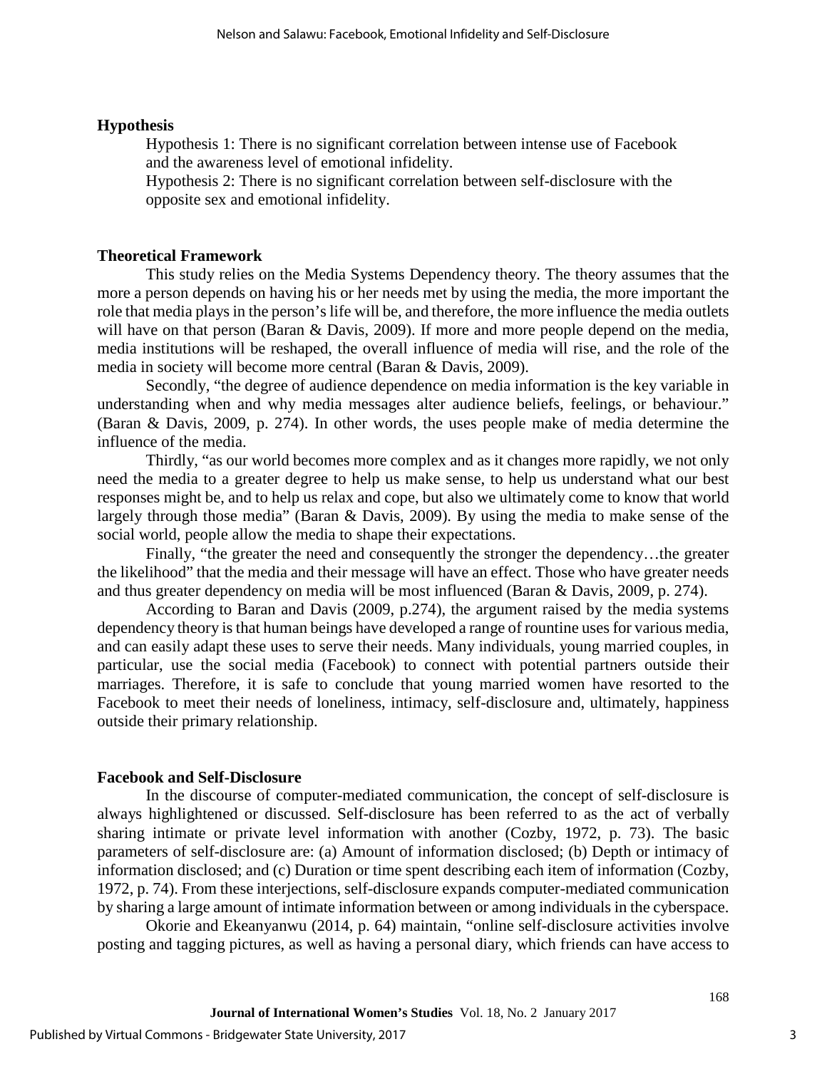## Hypothesis

Hypothesis 1: There is no significant correlation between intense use of Facebook and the awareness level of emotional infidelity.

Hypothesis 2: There is no significant correlation between self-disclosure with the opposite sex and emotional infidelity.

## Theoretical Framework

This study relies on the Media Systems Dependency theory. The theory assumes that the more a person depends on having his or her needs met by using the media, the more important the role that media plays in the person's life will be, and therefore, the more influence the media outlets will have on that person (Baran & Davis, 2009). If more and more people depend on the media, media institutions will be reshaped, the overall influence of media will rise, and the role of the media in society will become more central (Baran & Davis, 2009).

Secondly, "the degree of audience dependence on media information is the key variable in understanding when and why media messages alter audience beliefs, feelings, or behaviour." (Baran & Davis, 2009, p. 274). In other words, the uses people make of media determine the influence of the media.

Thirdly, "as our world becomes more complex and as it changes more rapidly, we not only need the media to a greater degree to help us make sense, to help us understand what our best responses might be, and to help us relax and cope, but also we ultimately come to know that world largely through those media" (Baran & Davis, 2009). By using the media to make sense of the social world, people allow the media to shape their expectations.

Finally, "the greater the need and consequently the stronger the dependency…the greater the likelihood" that the media and their message will have an effect. Those who have greater needs and thus greater dependency on media will be most influenced (Baran & Davis, 2009, p. 274).

According to Baran and Davis (2009, p.274), the argument raised by the media systems dependency theory is that human beings have developed a range of rountine uses for various media, and can easily adapt these uses to serve their needs. Many individuals, young married couples, in particular, use the social media (Facebook) to connect with potential partners outside their marriages. Therefore, it is safe to conclude that young married women have resorted to the Facebook to meet their needs of loneliness, intimacy, self-disclosure and, ultimately, happiness outside their primary relationship.

## Facebook and Self-Disclosure

In the discourse of computer-mediated communication, the concept of self-disclosure is always highlightened or discussed. Self-disclosure has been referred to as the act of verbally sharing intimate or private level information with another (Cozby, 1972, p. 73). The basic parameters of self-disclosure are: (a) Amount of information disclosed; (b) Depth or intimacy of information disclosed; and (c) Duration or time spent describing each item of information (Cozby, 1972, p. 74). From these interjections, self-disclosure expands computer-mediated communication by sharing a large amount of intimate information between or among individuals in the cyberspace.

Okorie and Ekeanyanwu (2014, p. 64) maintain, "online self-disclosure activities involve posting and tagging pictures, as well as having a personal diary, which friends can have access to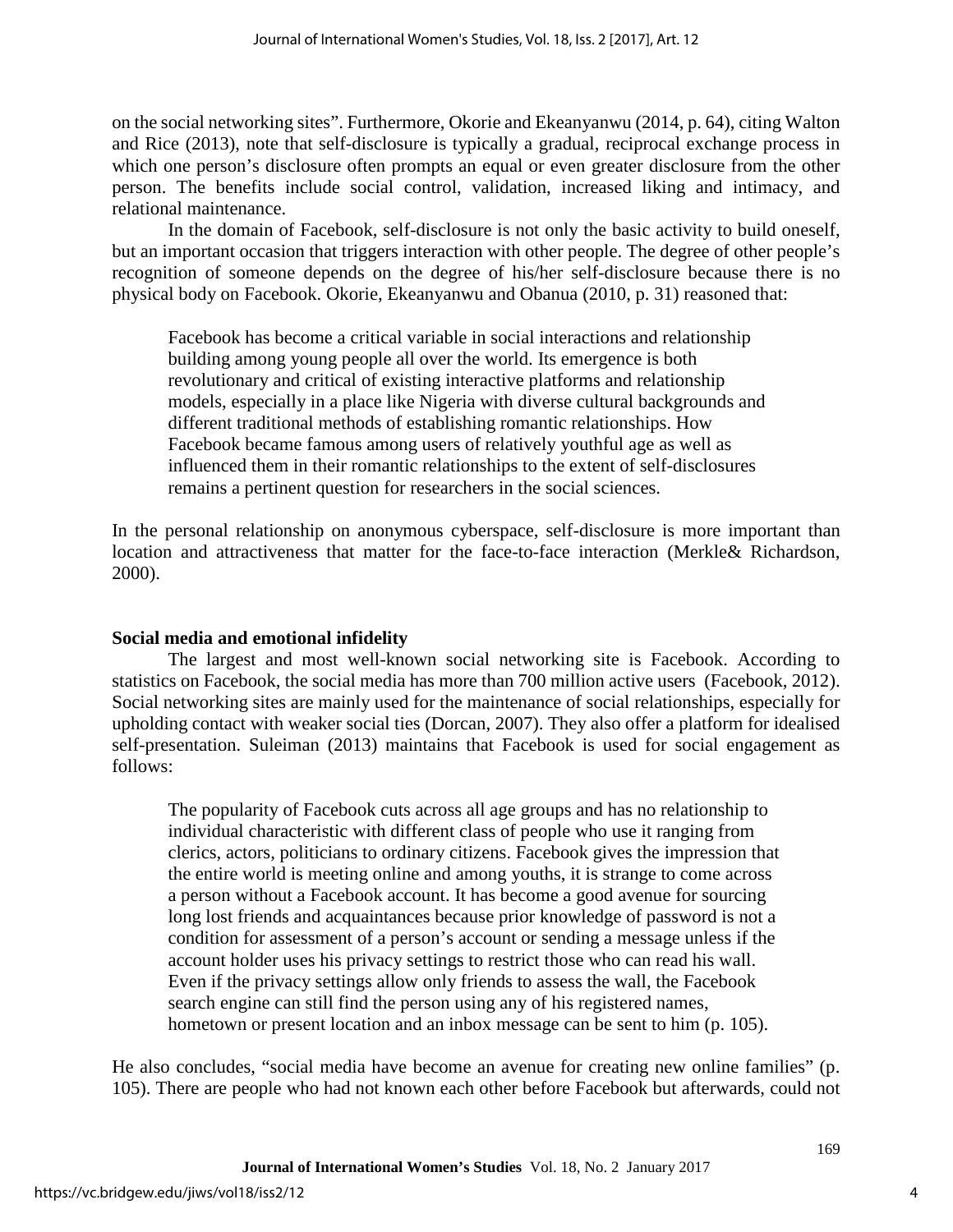on the social networking sites". Furthermore, Okorie and Ekeanyanwu (2014, p. 64), citing Walton and Rice (2013), note that self-disclosure is typically a gradual, reciprocal exchange process in which one person's disclosure often prompts an equal or even greater disclosure from the other person. The benefits include social control, validation, increased liking and intimacy, and relational maintenance.

In the domain of Facebook, self-disclosure is not only the basic activity to build oneself, but an important occasion that triggers interaction with other people. The degree of other people's recognition of someone depends on the degree of his/her self-disclosure because there is no physical body on Facebook. Okorie, Ekeanyanwu and Obanua (2010, p. 31) reasoned that:

> Facebook has become a critical variable in social interactions and relationship building among young people all over the world. Its emergence is both revolutionary and critical of existing interactive platforms and relationship models, especially in a place like Nigeria with diverse cultural backgrounds and different traditional methods of establishing romantic relationships. How Facebook became famous among users of relatively youthful age as well as influenced them in their romantic relationships to the extent of self-disclosures remains a pertinent question for researchers in the social sciences.

In the personal relationship on anonymous cyberspace, self-disclosure is more important than location and attractiveness that matter for the face-to-face interaction (Merkle& Richardson, 2000).

### Social media and emotional infidelity

The largest and most well-known social networking site is Facebook. According to statistics on Facebook, the social media has more than 700 million active users (Facebook, 2012). Social networking sites are mainly used for the maintenance of social relationships, especially for upholding contact with weaker social ties (Dorcan, 2007). They also offer a platform for idealised self-presentation. Suleiman (2013) maintains that Facebook is used for social engagement as follows:

> The popularity of Facebook cuts across all age groups and has no relationship to individual characteristic with different class of people who use it ranging from clerics, actors, politicians to ordinary citizens. Facebook gives the impression that the entire world is meeting online and among youths, it is strange to come across a person without a Facebook account. It has become a good avenue for sourcing long lost friends and acquaintances because prior knowledge of password is not a condition for assessment of a person's account or sending a message unless if the account holder uses his privacy settings to restrict those who can read his wall. Even if the privacy settings allow only friends to assess the wall, the Facebook search engine can still find the person using any of his registered names, hometown or present location and an inbox message can be sent to him (p. 105).

He also concludes, "social media have become an avenue for creating new online families" (p. 105). There are people who had not known each other before Facebook but afterwards, could not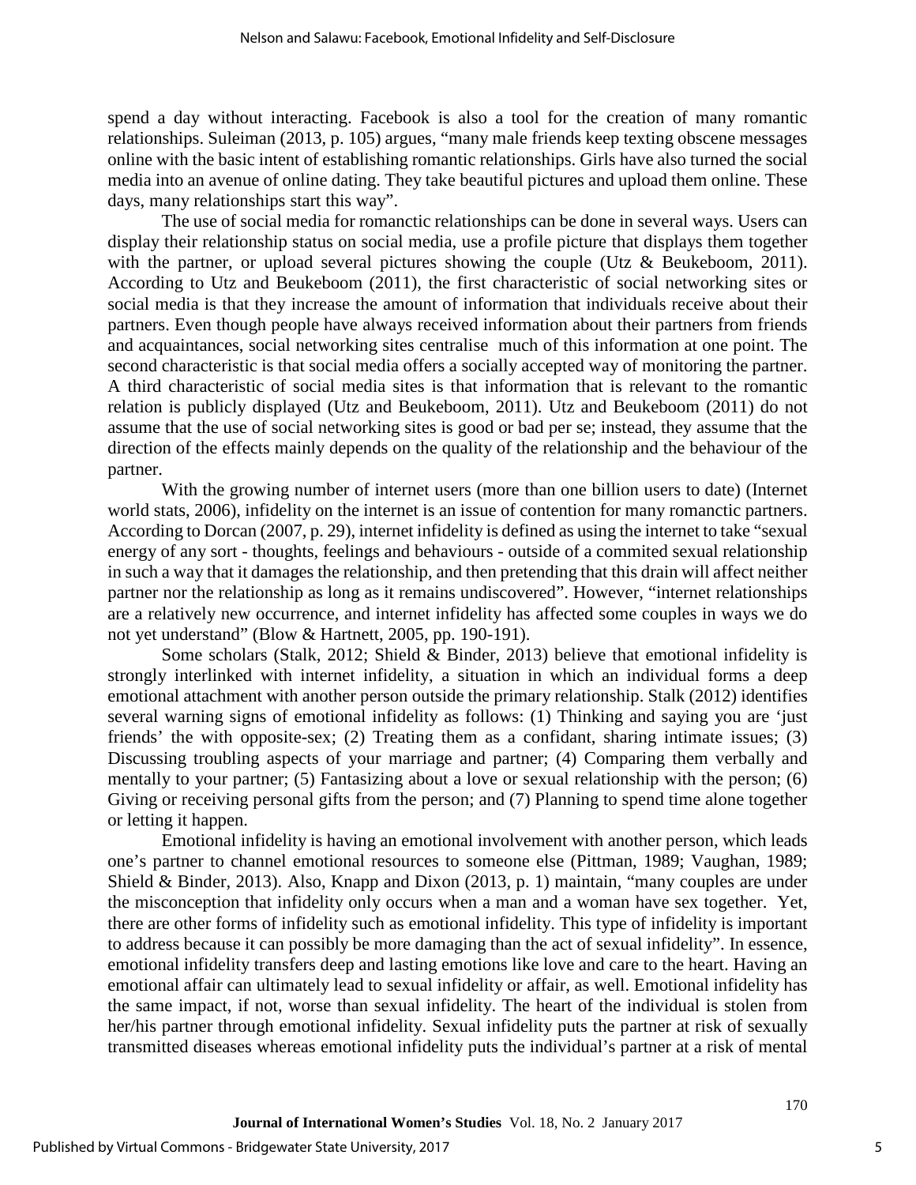spend a day without interacting. Facebook is also a tool for the creation of many romantic relationships. Suleiman (2013, p. 105) argues, "many male friends keep texting obscene messages online with the basic intent of establishing romantic relationships. Girls have also turned the social media into an avenue of online dating. They take beautiful pictures and upload them online. These days, many relationships start this way".

The use of social media for romanctic relationships can be done in several ways. Users can display their relationship status on social media, use a profile picture that displays them together with the partner, or upload several pictures showing the couple (Utz & Beukeboom, 2011). According to Utz and Beukeboom (2011), the first characteristic of social networking sites or social media is that they increase the amount of information that individuals receive about their partners. Even though people have always received information about their partners from friends and acquaintances, social networking sites centralise much of this information at one point. The second characteristic is that social media offers a socially accepted way of monitoring the partner. A third characteristic of social media sites is that information that is relevant to the romantic relation is publicly displayed (Utz and Beukeboom, 2011). Utz and Beukeboom (2011) do not assume that the use of social networking sites is good or bad per se; instead, they assume that the direction of the effects mainly depends on the quality of the relationship and the behaviour of the partner.

With the growing number of internet users (more than one billion users to date) (Internet world stats, 2006), infidelity on the internet is an issue of contention for many romanctic partners. According to Dorcan (2007, p. 29), internet infidelity is defined as using the internet to take "sexual energy of any sort - thoughts, feelings and behaviours - outside of a commited sexual relationship in such a way that it damages the relationship, and then pretending that this drain will affect neither partner nor the relationship as long as it remains undiscovered". However, "internet relationships are a relatively new occurrence, and internet infidelity has affected some couples in ways we do not yet understand" (Blow & Hartnett, 2005, pp. 190-191).

Some scholars (Stalk, 2012; Shield & Binder, 2013) believe that emotional infidelity is strongly interlinked with internet infidelity, a situation in which an individual forms a deep emotional attachment with another person outside the primary relationship. Stalk (2012) identifies several warning signs of emotional infidelity as follows: (1) Thinking and saying you are 'just friends' the with opposite-sex; (2) Treating them as a confidant, sharing intimate issues; (3) Discussing troubling aspects of your marriage and partner; (4) Comparing them verbally and mentally to your partner; (5) Fantasizing about a love or sexual relationship with the person; (6) Giving or receiving personal gifts from the person; and (7) Planning to spend time alone together or letting it happen.

Emotional infidelity is having an emotional involvement with another person, which leads one's partner to channel emotional resources to someone else (Pittman, 1989; Vaughan, 1989; Shield & Binder, 2013). Also, Knapp and Dixon (2013, p. 1) maintain, "many couples are under the misconception that infidelity only occurs when a man and a woman have sex together. Yet, there are other forms of infidelity such as emotional infidelity. This type of infidelity is important to address because it can possibly be more damaging than the act of sexual infidelity". In essence, emotional infidelity transfers deep and lasting emotions like love and care to the heart. Having an emotional affair can ultimately lead to sexual infidelity or affair, as well. Emotional infidelity has the same impact, if not, worse than sexual infidelity. The heart of the individual is stolen from her/his partner through emotional infidelity. Sexual infidelity puts the partner at risk of sexually transmitted diseases whereas emotional infidelity puts the individual's partner at a risk of mental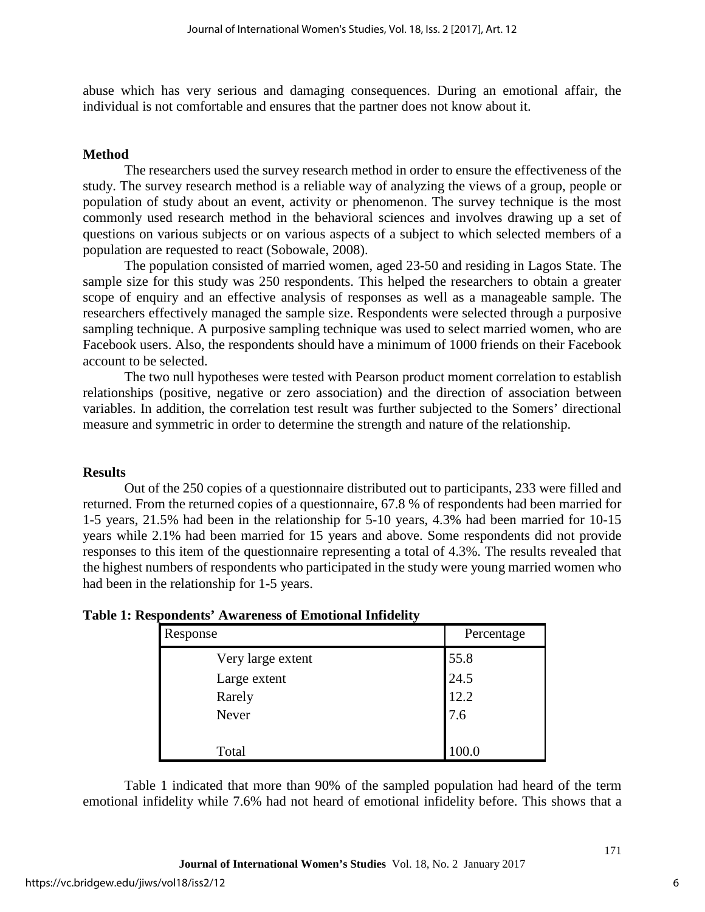abuse which has very serious and damaging consequences. During an emotional affair, the individual is not comfortable and ensures that the partner does not know about it.

## Method

The researchers used the survey research method in order to ensure the effectiveness of the study. The survey research method is a reliable way of analyzing the views of a group, people or population of study about an event, activity or phenomenon. The survey technique is the most commonly used research method in the behavioral sciences and involves drawing up a set of questions on various subjects or on various aspects of a subject to which selected members of a population are requested to react (Sobowale, 2008).

The population consisted of married women, aged 23-50 and residing in Lagos State. The sample size for this study was 250 respondents. This helped the researchers to obtain a greater scope of enquiry and an effective analysis of responses as well as a manageable sample. The researchers effectively managed the sample size. Respondents were selected through a purposive sampling technique. A purposive sampling technique was used to select married women, who are Facebook users. Also, the respondents should have a minimum of 1000 friends on their Facebook account to be selected.

The two null hypotheses were tested with Pearson product moment correlation to establish relationships (positive, negative or zero association) and the direction of association between variables. In addition, the correlation test result was further subjected to the Somers' directional measure and symmetric in order to determine the strength and nature of the relationship.

## Results

Out of the 250 copies of a questionnaire distributed out to participants, 233 were filled and returned. From the returned copies of a questionnaire, 67.8 % of respondents had been married for 1-5 years, 21.5% had been in the relationship for 5-10 years, 4.3% had been married for 10-15 years while 2.1% had been married for 15 years and above. Some respondents did not provide responses to this item of the questionnaire representing a total of 4.3%. The results revealed that the highest numbers of respondents who participated in the study were young married women who had been in the relationship for 1-5 years.

**Table 1: Respondents' Awareness of Emotional Infidelity**

| Response | Percentage |
|---|---|
| Very large extent | 55.8 |
| Large extent | 24.5 |
| Rarely | 12.2 |
| Never | 7.6 |
| Total | 100.0 |

Table 1 indicated that more than 90% of the sampled population had heard of the term emotional infidelity while 7.6% had not heard of emotional infidelity before. This shows that a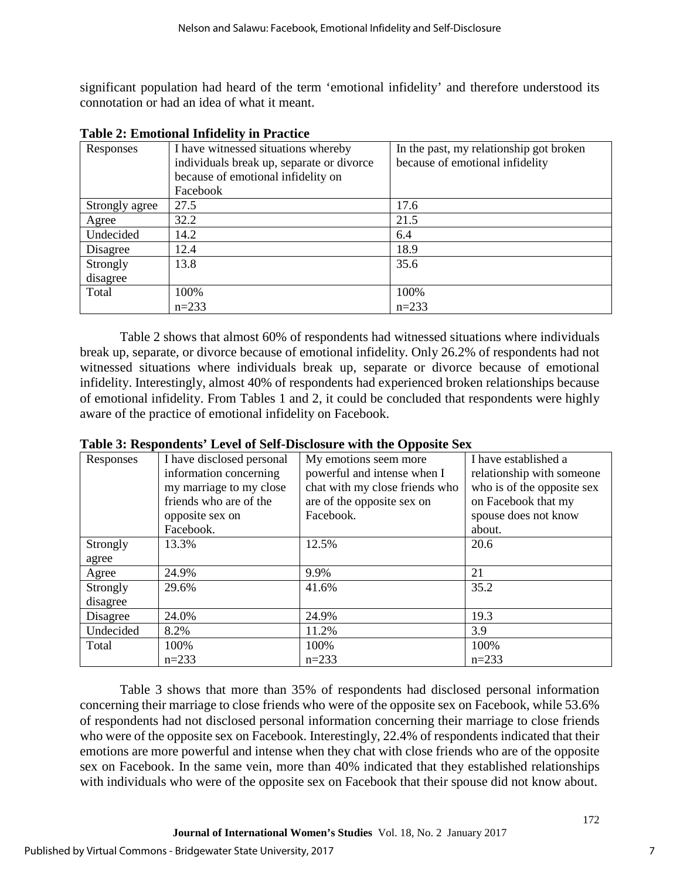significant population had heard of the term 'emotional infidelity' and therefore understood its connotation or had an idea of what it meant.

**Table 2: Emotional Infidelity in Practice**

| Responses | I have witnessed situations whereby individuals break up, separate or divorce because of emotional infidelity on Facebook | In the past, my relationship got broken because of emotional infidelity |
|---|---|---|
| Strongly agree | 27.5 | 17.6 |
| Agree | 32.2 | 21.5 |
| Undecided | 14.2 | 6.4 |
| Disagree | 12.4 | 18.9 |
| Strongly disagree | 13.8 | 35.6 |
| Total | 100% n=233 | 100% n=233 |

Table 2 shows that almost 60% of respondents had witnessed situations where individuals break up, separate, or divorce because of emotional infidelity. Only 26.2% of respondents had not witnessed situations where individuals break up, separate or divorce because of emotional infidelity. Interestingly, almost 40% of respondents had experienced broken relationships because of emotional infidelity. From Tables 1 and 2, it could be concluded that respondents were highly aware of the practice of emotional infidelity on Facebook.

**Table 3: Respondents' Level of Self-Disclosure with the Opposite Sex**

| Responses | I have disclosed personal information concerning my marriage to my close friends who are of the opposite sex on Facebook. | My emotions seem more powerful and intense when I chat with my close friends who are of the opposite sex on Facebook. | I have established a relationship with someone who is of the opposite sex on Facebook that my spouse does not know about. |
|---|---|---|---|
| Strongly agree | 13.3% | 12.5% | 20.6 |
| Agree | 24.9% | 9.9% | 21 |
| Strongly disagree | 29.6% | 41.6% | 35.2 |
| Disagree | 24.0% | 24.9% | 19.3 |
| Undecided | 8.2% | 11.2% | 3.9 |
| Total | 100% n=233 | 100% n=233 | 100% n=233 |

Table 3 shows that more than 35% of respondents had disclosed personal information concerning their marriage to close friends who were of the opposite sex on Facebook, while 53.6% of respondents had not disclosed personal information concerning their marriage to close friends who were of the opposite sex on Facebook. Interestingly, 22.4% of respondents indicated that their emotions are more powerful and intense when they chat with close friends who are of the opposite sex on Facebook. In the same vein, more than 40% indicated that they established relationships with individuals who were of the opposite sex on Facebook that their spouse did not know about.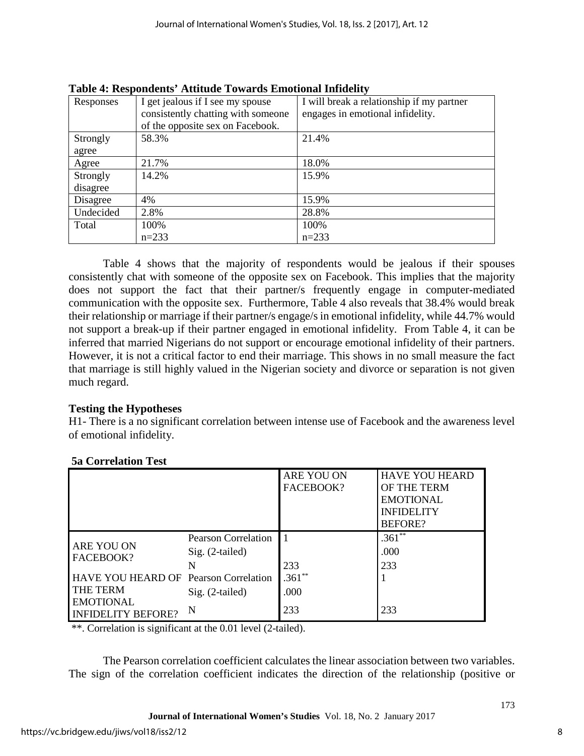**Table 4: Respondents' Attitude Towards Emotional Infidelity**

| Responses | I get jealous if I see my spouse consistently chatting with someone of the opposite sex on Facebook. | I will break a relationship if my partner engages in emotional infidelity. |
|---|---|---|
| Strongly agree | 58.3% | 21.4% |
| Agree | 21.7% | 18.0% |
| Strongly disagree | 14.2% | 15.9% |
| Disagree | 4% | 15.9% |
| Undecided | 2.8% | 28.8% |
| Total | 100% n=233 | 100% n=233 |

Table 4 shows that the majority of respondents would be jealous if their spouses consistently chat with someone of the opposite sex on Facebook. This implies that the majority does not support the fact that their partner/s frequently engage in computer-mediated communication with the opposite sex. Furthermore, Table 4 also reveals that 38.4% would break their relationship or marriage if their partner/s engage/s in emotional infidelity, while 44.7% would not support a break-up if their partner engaged in emotional infidelity. From Table 4, it can be inferred that married Nigerians do not support or encourage emotional infidelity of their partners. However, it is not a critical factor to end their marriage. This shows in no small measure the fact that marriage is still highly valued in the Nigerian society and divorce or separation is not given much regard.

**Testing the Hypotheses**

H1- There is a no significant correlation between intense use of Facebook and the awareness level of emotional infidelity.

**5a Correlation Test**

| | | ARE YOU ON FACEBOOK? | HAVE YOU HEARD OF THE TERM EMOTIONAL INFIDELITY BEFORE? |
|---|---|---|---|
| ARE YOU ON FACEBOOK? | Pearson Correlation | 1 | .361** |
| | Sig. (2-tailed) | | .000 |
| | N | 233 | 233 |
| HAVE YOU HEARD OF THE TERM EMOTIONAL INFIDELITY BEFORE? | Pearson Correlation | .361** | 1 |
| | Sig. (2-tailed) | .000 | |
| | N | 233 | 233 |

**. Correlation is significant at the 0.01 level (2-tailed).

The Pearson correlation coefficient calculates the linear association between two variables. The sign of the correlation coefficient indicates the direction of the relationship (positive or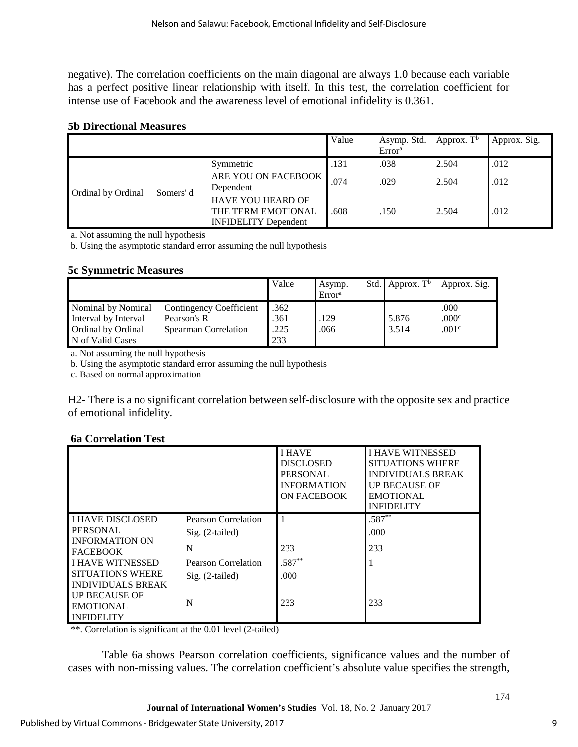negative). The correlation coefficients on the main diagonal are always 1.0 because each variable has a perfect positive linear relationship with itself. In this test, the correlation coefficient for intense use of Facebook and the awareness level of emotional infidelity is 0.361.

**5b Directional Measures**

| | | | Value | Asymp. Std. Error[a] | Approx. T[b] | Approx. Sig. |
|---|---|---|---|---|---|---|
| Ordinal by Ordinal | Somers' d | Symmetric | .131 | .038 | 2.504 | .012 |
| | | ARE YOU ON FACEBOOK Dependent | .074 | .029 | 2.504 | .012 |
| | | HAVE YOU HEARD OF THE TERM EMOTIONAL INFIDELITY Dependent | .608 | .150 | 2.504 | .012 |

a. Not assuming the null hypothesis

b. Using the asymptotic standard error assuming the null hypothesis

**5c Symmetric Measures**

| | | Value | Asymp. Std. Error[a] | Approx. T[b] | Approx. Sig. |
|---|---|---|---|---|---|
| Nominal by Nominal | Contingency Coefficient | .362 | | | .000 |
| Interval by Interval | Pearson's R | .361 | .129 | 5.876 | .000[c] |
| Ordinal by Ordinal | Spearman Correlation | .225 | .066 | 3.514 | .001[c] |
| N of Valid Cases | | 233 | | | |

a. Not assuming the null hypothesis

b. Using the asymptotic standard error assuming the null hypothesis

c. Based on normal approximation

H2- There is a no significant correlation between self-disclosure with the opposite sex and practice of emotional infidelity.

**6a Correlation Test**

| | | I HAVE DISCLOSED PERSONAL INFORMATION ON FACEBOOK | I HAVE WITNESSED SITUATIONS WHERE INDIVIDUALS BREAK UP BECAUSE OF EMOTIONAL INFIDELITY |
|---|---|---|---|
| I HAVE DISCLOSED PERSONAL INFORMATION ON FACEBOOK | Pearson Correlation | 1 | .587** |
| | Sig. (2-tailed) | | .000 |
| | N | 233 | 233 |
| I HAVE WITNESSED SITUATIONS WHERE INDIVIDUALS BREAK UP BECAUSE OF EMOTIONAL INFIDELITY | Pearson Correlation | .587** | 1 |
| | Sig. (2-tailed) | .000 | |
| | N | 233 | 233 |

**. Correlation is significant at the 0.01 level (2-tailed)

Table 6a shows Pearson correlation coefficients, significance values and the number of cases with non-missing values. The correlation coefficient's absolute value specifies the strength,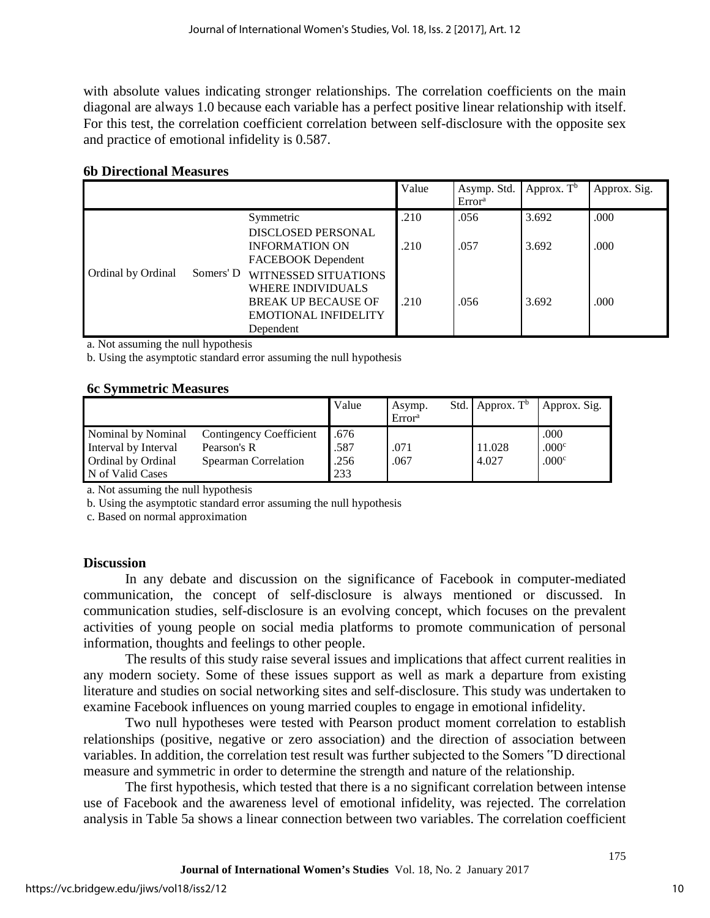with absolute values indicating stronger relationships. The correlation coefficients on the main diagonal are always 1.0 because each variable has a perfect positive linear relationship with itself. For this test, the correlation coefficient correlation between self-disclosure with the opposite sex and practice of emotional infidelity is 0.587.

**6b Directional Measures**

| | | | Value | Asymp. Std. Error[a] | Approx. T[b] | Approx. Sig. |
|---|---|---|---|---|---|---|
| Ordinal by Ordinal | Somers' D | Symmetric | .210 | .056 | 3.692 | .000 |
| | | DISCLOSED PERSONAL INFORMATION ON FACEBOOK Dependent | .210 | .057 | 3.692 | .000 |
| | | WITNESSED SITUATIONS WHERE INDIVIDUALS BREAK UP BECAUSE OF EMOTIONAL INFIDELITY Dependent | .210 | .056 | 3.692 | .000 |

a. Not assuming the null hypothesis

b. Using the asymptotic standard error assuming the null hypothesis

**6c Symmetric Measures**

| | | Value | Asymp. Std. Error[a] | Approx. T[b] | Approx. Sig. |
|---|---|---|---|---|---|
| Nominal by Nominal | Contingency Coefficient | .676 | | | .000 |
| Interval by Interval | Pearson's R | .587 | .071 | 11.028 | .000[c] |
| Ordinal by Ordinal | Spearman Correlation | .256 | .067 | 4.027 | .000[c] |
| N of Valid Cases | | 233 | | | |

a. Not assuming the null hypothesis

b. Using the asymptotic standard error assuming the null hypothesis

c. Based on normal approximation

**Discussion**

In any debate and discussion on the significance of Facebook in computer-mediated communication, the concept of self-disclosure is always mentioned or discussed. In communication studies, self-disclosure is an evolving concept, which focuses on the prevalent activities of young people on social media platforms to promote communication of personal information, thoughts and feelings to other people.

The results of this study raise several issues and implications that affect current realities in any modern society. Some of these issues support as well as mark a departure from existing literature and studies on social networking sites and self-disclosure. This study was undertaken to examine Facebook influences on young married couples to engage in emotional infidelity.

Two null hypotheses were tested with Pearson product moment correlation to establish relationships (positive, negative or zero association) and the direction of association between variables. In addition, the correlation test result was further subjected to the Somers "D directional measure and symmetric in order to determine the strength and nature of the relationship.

The first hypothesis, which tested that there is a no significant correlation between intense use of Facebook and the awareness level of emotional infidelity, was rejected. The correlation analysis in Table 5a shows a linear connection between two variables. The correlation coefficient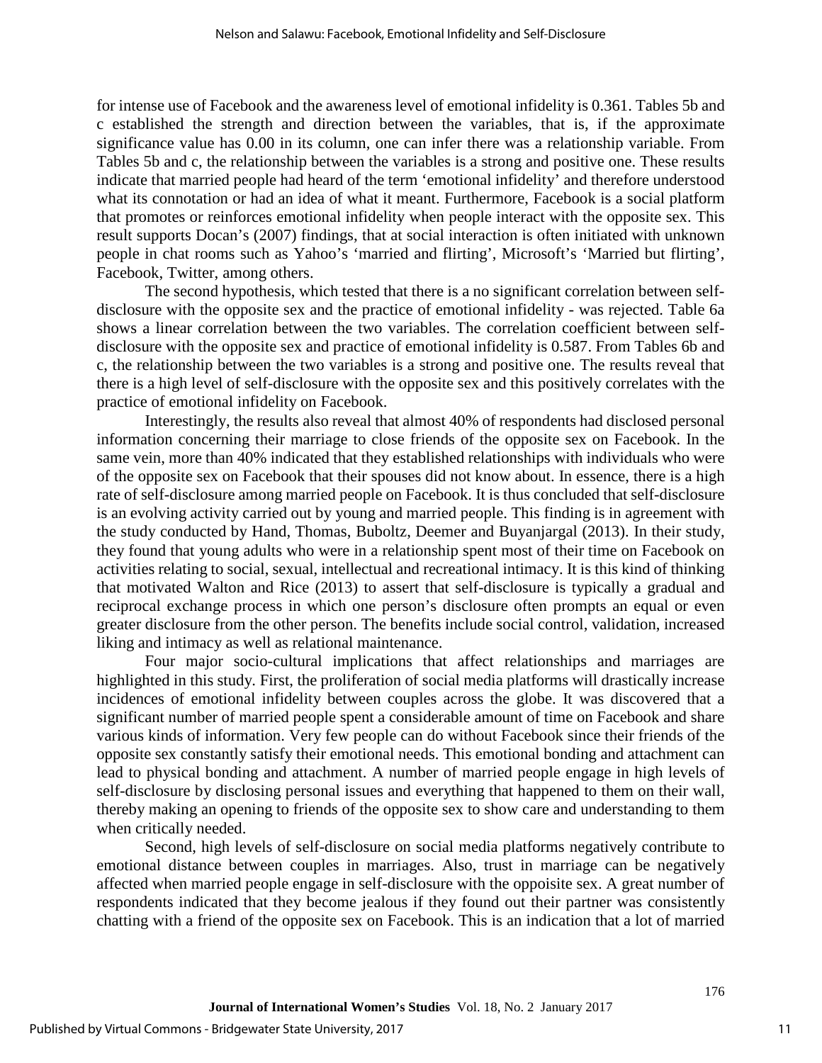for intense use of Facebook and the awareness level of emotional infidelity is 0.361. Tables 5b and c established the strength and direction between the variables, that is, if the approximate significance value has 0.00 in its column, one can infer there was a relationship variable. From Tables 5b and c, the relationship between the variables is a strong and positive one. These results indicate that married people had heard of the term 'emotional infidelity' and therefore understood what its connotation or had an idea of what it meant. Furthermore, Facebook is a social platform that promotes or reinforces emotional infidelity when people interact with the opposite sex. This result supports Docan's (2007) findings, that at social interaction is often initiated with unknown people in chat rooms such as Yahoo's 'married and flirting', Microsoft's 'Married but flirting', Facebook, Twitter, among others.

The second hypothesis, which tested that there is a no significant correlation between self-disclosure with the opposite sex and the practice of emotional infidelity - was rejected. Table 6a shows a linear correlation between the two variables. The correlation coefficient between self-disclosure with the opposite sex and practice of emotional infidelity is 0.587. From Tables 6b and c, the relationship between the two variables is a strong and positive one. The results reveal that there is a high level of self-disclosure with the opposite sex and this positively correlates with the practice of emotional infidelity on Facebook.

Interestingly, the results also reveal that almost 40% of respondents had disclosed personal information concerning their marriage to close friends of the opposite sex on Facebook. In the same vein, more than 40% indicated that they established relationships with individuals who were of the opposite sex on Facebook that their spouses did not know about. In essence, there is a high rate of self-disclosure among married people on Facebook. It is thus concluded that self-disclosure is an evolving activity carried out by young and married people. This finding is in agreement with the study conducted by Hand, Thomas, Buboltz, Deemer and Buyanjargal (2013). In their study, they found that young adults who were in a relationship spent most of their time on Facebook on activities relating to social, sexual, intellectual and recreational intimacy. It is this kind of thinking that motivated Walton and Rice (2013) to assert that self-disclosure is typically a gradual and reciprocal exchange process in which one person's disclosure often prompts an equal or even greater disclosure from the other person. The benefits include social control, validation, increased liking and intimacy as well as relational maintenance.

Four major socio-cultural implications that affect relationships and marriages are highlighted in this study. First, the proliferation of social media platforms will drastically increase incidences of emotional infidelity between couples across the globe. It was discovered that a significant number of married people spent a considerable amount of time on Facebook and share various kinds of information. Very few people can do without Facebook since their friends of the opposite sex constantly satisfy their emotional needs. This emotional bonding and attachment can lead to physical bonding and attachment. A number of married people engage in high levels of self-disclosure by disclosing personal issues and everything that happened to them on their wall, thereby making an opening to friends of the opposite sex to show care and understanding to them when critically needed.

Second, high levels of self-disclosure on social media platforms negatively contribute to emotional distance between couples in marriages. Also, trust in marriage can be negatively affected when married people engage in self-disclosure with the oppoisite sex. A great number of respondents indicated that they become jealous if they found out their partner was consistently chatting with a friend of the opposite sex on Facebook. This is an indication that a lot of married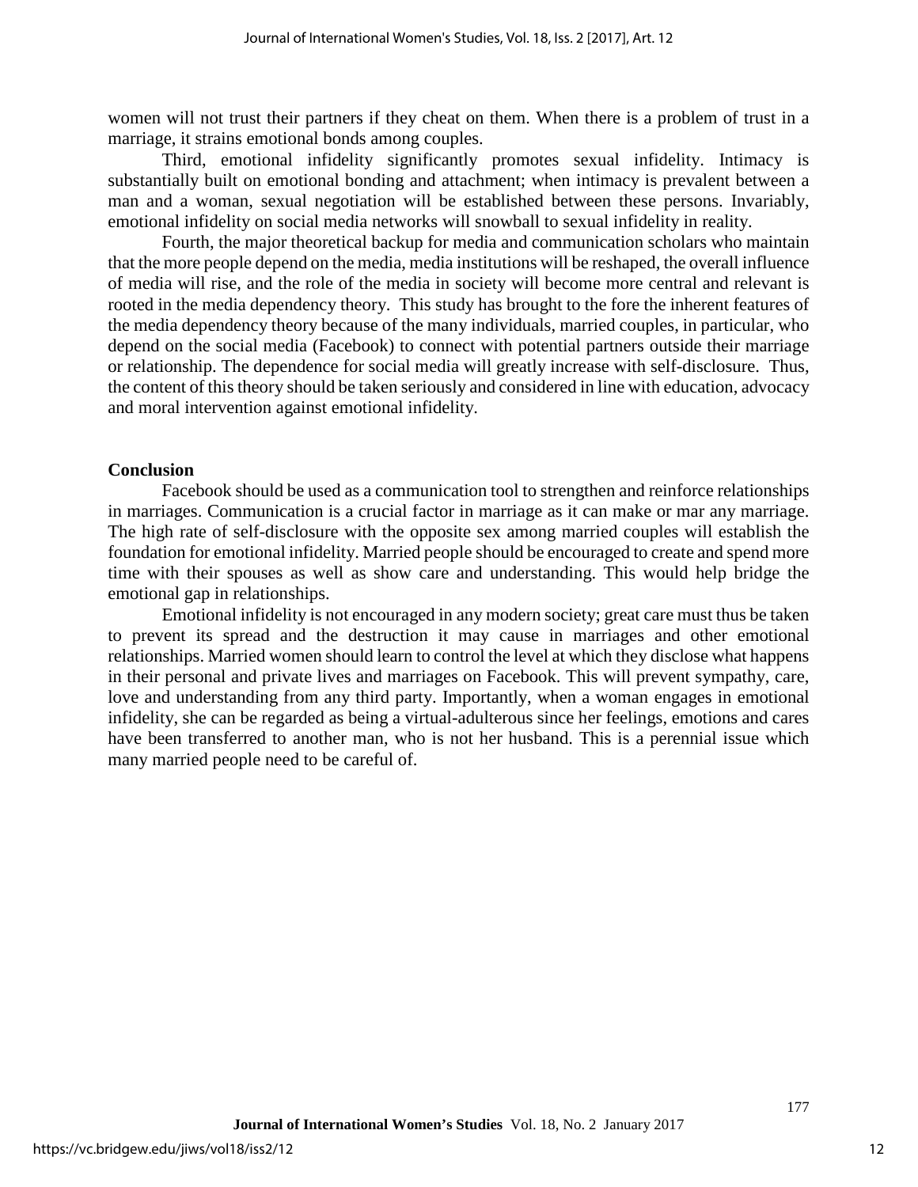women will not trust their partners if they cheat on them. When there is a problem of trust in a marriage, it strains emotional bonds among couples.

Third, emotional infidelity significantly promotes sexual infidelity. Intimacy is substantially built on emotional bonding and attachment; when intimacy is prevalent between a man and a woman, sexual negotiation will be established between these persons. Invariably, emotional infidelity on social media networks will snowball to sexual infidelity in reality.

Fourth, the major theoretical backup for media and communication scholars who maintain that the more people depend on the media, media institutions will be reshaped, the overall influence of media will rise, and the role of the media in society will become more central and relevant is rooted in the media dependency theory. This study has brought to the fore the inherent features of the media dependency theory because of the many individuals, married couples, in particular, who depend on the social media (Facebook) to connect with potential partners outside their marriage or relationship. The dependence for social media will greatly increase with self-disclosure. Thus, the content of this theory should be taken seriously and considered in line with education, advocacy and moral intervention against emotional infidelity.

## Conclusion

Facebook should be used as a communication tool to strengthen and reinforce relationships in marriages. Communication is a crucial factor in marriage as it can make or mar any marriage. The high rate of self-disclosure with the opposite sex among married couples will establish the foundation for emotional infidelity. Married people should be encouraged to create and spend more time with their spouses as well as show care and understanding. This would help bridge the emotional gap in relationships.

Emotional infidelity is not encouraged in any modern society; great care must thus be taken to prevent its spread and the destruction it may cause in marriages and other emotional relationships. Married women should learn to control the level at which they disclose what happens in their personal and private lives and marriages on Facebook. This will prevent sympathy, care, love and understanding from any third party. Importantly, when a woman engages in emotional infidelity, she can be regarded as being a virtual-adulterous since her feelings, emotions and cares have been transferred to another man, who is not her husband. This is a perennial issue which many married people need to be careful of.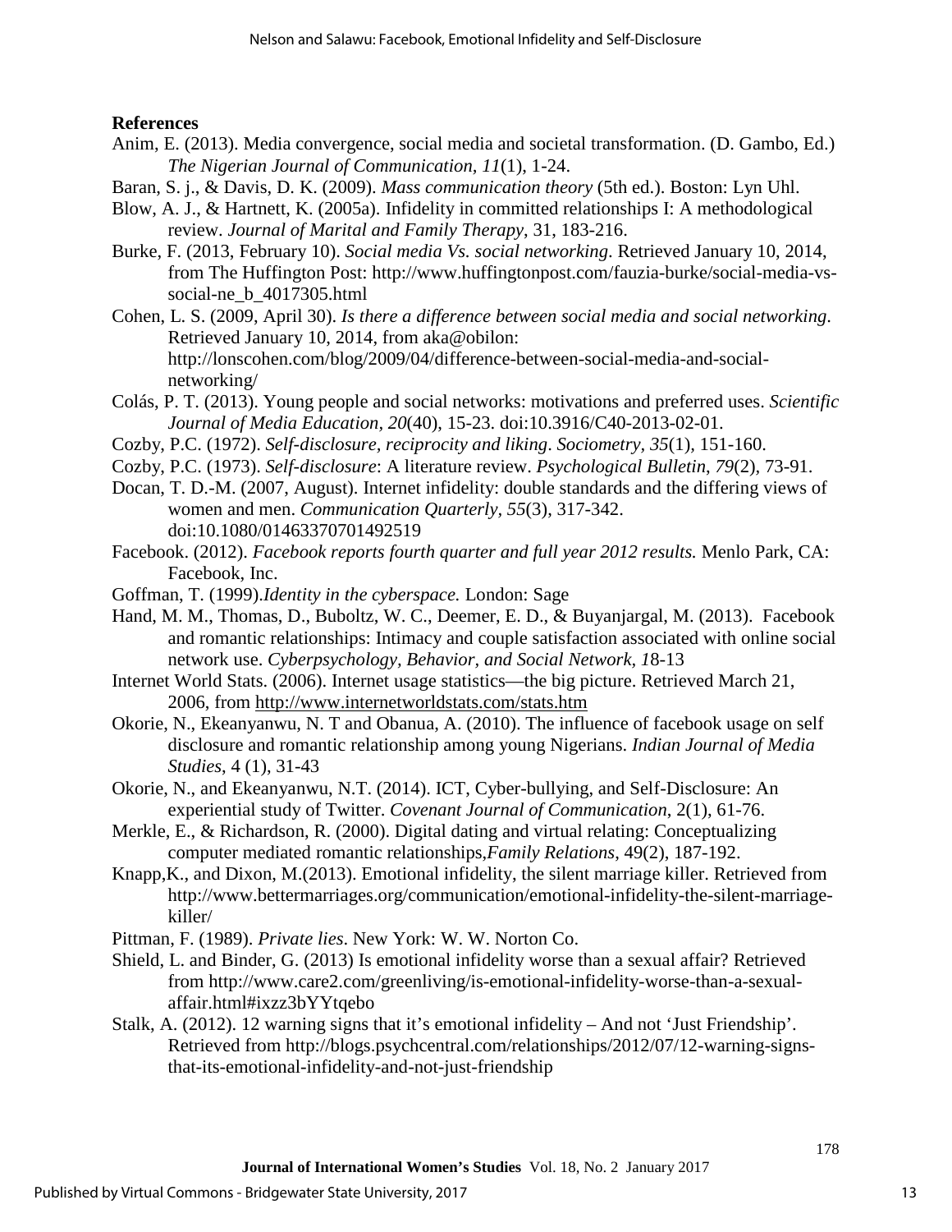**References**

Anim, E. (2013). Media convergence, social media and societal transformation. (D. Gambo, Ed.) *The Nigerian Journal of Communication, 11*(1), 1-24.

Baran, S. j., & Davis, D. K. (2009). *Mass communication theory* (5th ed.). Boston: Lyn Uhl.

Blow, A. J., & Hartnett, K. (2005a). Infidelity in committed relationships I: A methodological review. *Journal of Marital and Family Therapy*, 31, 183-216.

Burke, F. (2013, February 10). *Social media Vs. social networking*. Retrieved January 10, 2014, from The Huffington Post: http://www.huffingtonpost.com/fauzia-burke/social-media-vs-social-ne_b_4017305.html

Cohen, L. S. (2009, April 30). *Is there a difference between social media and social networking*. Retrieved January 10, 2014, from aka@obilon: http://lonscohen.com/blog/2009/04/difference-between-social-media-and-social-networking/

Colás, P. T. (2013). Young people and social networks: motivations and preferred uses. *Scientific Journal of Media Education, 20*(40), 15-23. doi:10.3916/C40-2013-02-01.

Cozby, P.C. (1972). *Self-disclosure, reciprocity and liking*. *Sociometry, 35*(1), 151-160.

Cozby, P.C. (1973). *Self-disclosure*: A literature review. *Psychological Bulletin*, *79*(2), 73-91.

Docan, T. D.-M. (2007, August). Internet infidelity: double standards and the differing views of women and men. *Communication Quarterly, 55*(3), 317-342. doi:10.1080/01463370701492519

Facebook. (2012). *Facebook reports fourth quarter and full year 2012 results.* Menlo Park, CA: Facebook, Inc.

Goffman, T. (1999).*Identity in the cyberspace.* London: Sage

Hand, M. M., Thomas, D., Buboltz, W. C., Deemer, E. D., & Buyanjargal, M. (2013). Facebook and romantic relationships: Intimacy and couple satisfaction associated with online social network use. *Cyberpsychology, Behavior, and Social Network*, *1*8-13

Internet World Stats. (2006). Internet usage statistics—the big picture. Retrieved March 21, 2006, from http://www.internetworldstats.com/stats.htm

Okorie, N., Ekeanyanwu, N. T and Obanua, A. (2010). The influence of facebook usage on self disclosure and romantic relationship among young Nigerians. *Indian Journal of Media Studies*, 4 (1), 31-43

Okorie, N., and Ekeanyanwu, N.T. (2014). ICT, Cyber-bullying, and Self-Disclosure: An experiential study of Twitter. *Covenant Journal of Communication*, 2(1), 61-76.

Merkle, E., & Richardson, R. (2000). Digital dating and virtual relating: Conceptualizing computer mediated romantic relationships,*Family Relations*, 49(2), 187-192.

Knapp,K., and Dixon, M.(2013). Emotional infidelity, the silent marriage killer. Retrieved from http://www.bettermarriages.org/communication/emotional-infidelity-the-silent-marriage-killer/

Pittman, F. (1989). *Private lies*. New York: W. W. Norton Co.

Shield, L. and Binder, G. (2013) Is emotional infidelity worse than a sexual affair? Retrieved from http://www.care2.com/greenliving/is-emotional-infidelity-worse-than-a-sexual-affair.html#ixzz3bYYtqebo

Stalk, A. (2012). 12 warning signs that it's emotional infidelity – And not 'Just Friendship'. Retrieved from http://blogs.psychcentral.com/relationships/2012/07/12-warning-signs-that-its-emotional-infidelity-and-not-just-friendship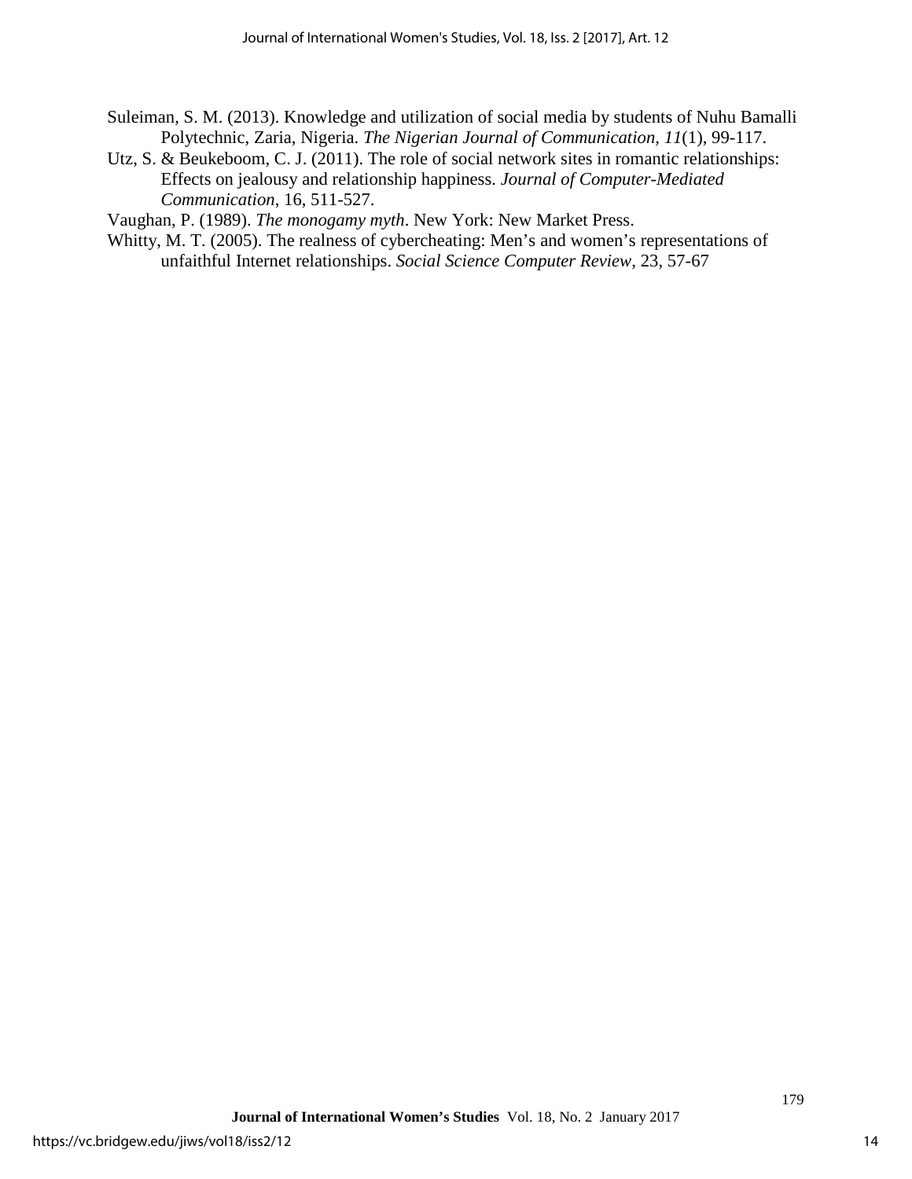Suleiman, S. M. (2013). Knowledge and utilization of social media by students of Nuhu Bamalli Polytechnic, Zaria, Nigeria. *The Nigerian Journal of Communication, 11*(1), 99-117.

Utz, S. & Beukeboom, C. J. (2011). The role of social network sites in romantic relationships: Effects on jealousy and relationship happiness. *Journal of Computer-Mediated Communication*, 16, 511-527.

Vaughan, P. (1989). *The monogamy myth*. New York: New Market Press.

Whitty, M. T. (2005). The realness of cybercheating: Men's and women's representations of unfaithful Internet relationships. *Social Science Computer Review*, 23, 57-67